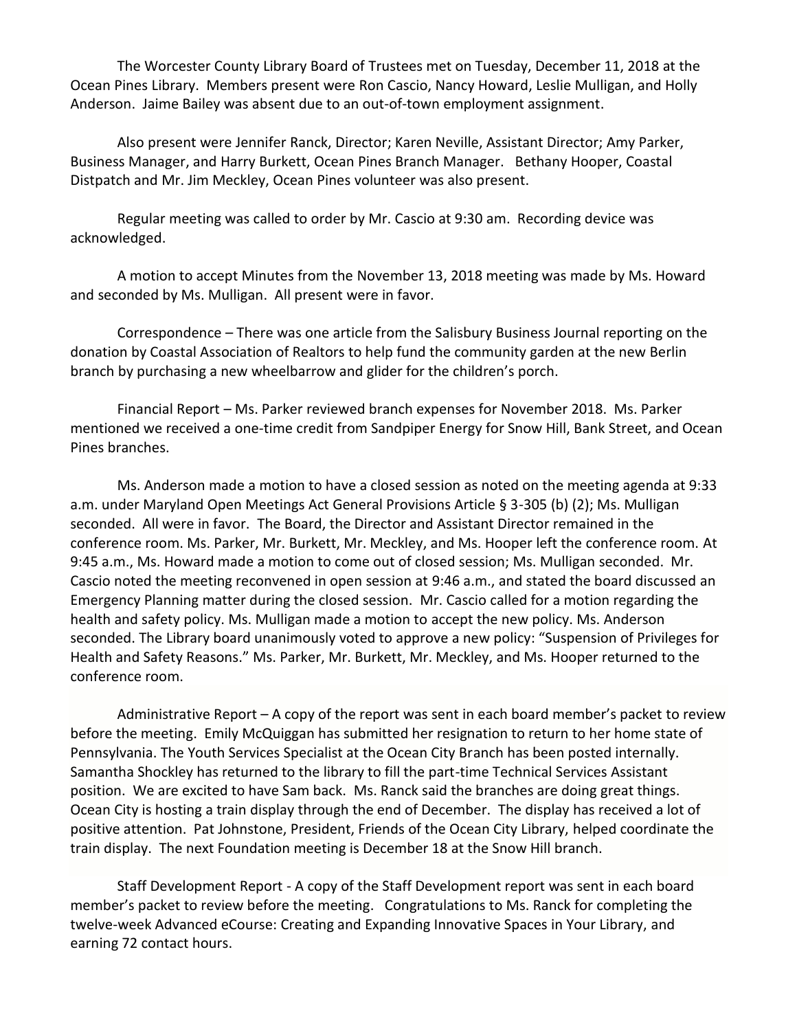The Worcester County Library Board of Trustees met on Tuesday, December 11, 2018 at the Ocean Pines Library. Members present were Ron Cascio, Nancy Howard, Leslie Mulligan, and Holly Anderson. Jaime Bailey was absent due to an out-of-town employment assignment.

Also present were Jennifer Ranck, Director; Karen Neville, Assistant Director; Amy Parker, Business Manager, and Harry Burkett, Ocean Pines Branch Manager. Bethany Hooper, Coastal Distpatch and Mr. Jim Meckley, Ocean Pines volunteer was also present.

Regular meeting was called to order by Mr. Cascio at 9:30 am. Recording device was acknowledged.

A motion to accept Minutes from the November 13, 2018 meeting was made by Ms. Howard and seconded by Ms. Mulligan. All present were in favor.

Correspondence – There was one article from the Salisbury Business Journal reporting on the donation by Coastal Association of Realtors to help fund the community garden at the new Berlin branch by purchasing a new wheelbarrow and glider for the children's porch.

Financial Report – Ms. Parker reviewed branch expenses for November 2018. Ms. Parker mentioned we received a one-time credit from Sandpiper Energy for Snow Hill, Bank Street, and Ocean Pines branches.

Ms. Anderson made a motion to have a closed session as noted on the meeting agenda at 9:33 a.m. under Maryland Open Meetings Act General Provisions Article § 3-305 (b) (2); Ms. Mulligan seconded. All were in favor. The Board, the Director and Assistant Director remained in the conference room. Ms. Parker, Mr. Burkett, Mr. Meckley, and Ms. Hooper left the conference room. At 9:45 a.m., Ms. Howard made a motion to come out of closed session; Ms. Mulligan seconded. Mr. Cascio noted the meeting reconvened in open session at 9:46 a.m., and stated the board discussed an Emergency Planning matter during the closed session. Mr. Cascio called for a motion regarding the health and safety policy. Ms. Mulligan made a motion to accept the new policy. Ms. Anderson seconded. The Library board unanimously voted to approve a new policy: "Suspension of Privileges for Health and Safety Reasons." Ms. Parker, Mr. Burkett, Mr. Meckley, and Ms. Hooper returned to the conference room.

Administrative Report – A copy of the report was sent in each board member's packet to review before the meeting. Emily McQuiggan has submitted her resignation to return to her home state of Pennsylvania. The Youth Services Specialist at the Ocean City Branch has been posted internally. Samantha Shockley has returned to the library to fill the part-time Technical Services Assistant position. We are excited to have Sam back. Ms. Ranck said the branches are doing great things. Ocean City is hosting a train display through the end of December. The display has received a lot of positive attention. Pat Johnstone, President, Friends of the Ocean City Library, helped coordinate the train display. The next Foundation meeting is December 18 at the Snow Hill branch.

Staff Development Report - A copy of the Staff Development report was sent in each board member's packet to review before the meeting. Congratulations to Ms. Ranck for completing the twelve-week Advanced eCourse: Creating and Expanding Innovative Spaces in Your Library, and earning 72 contact hours.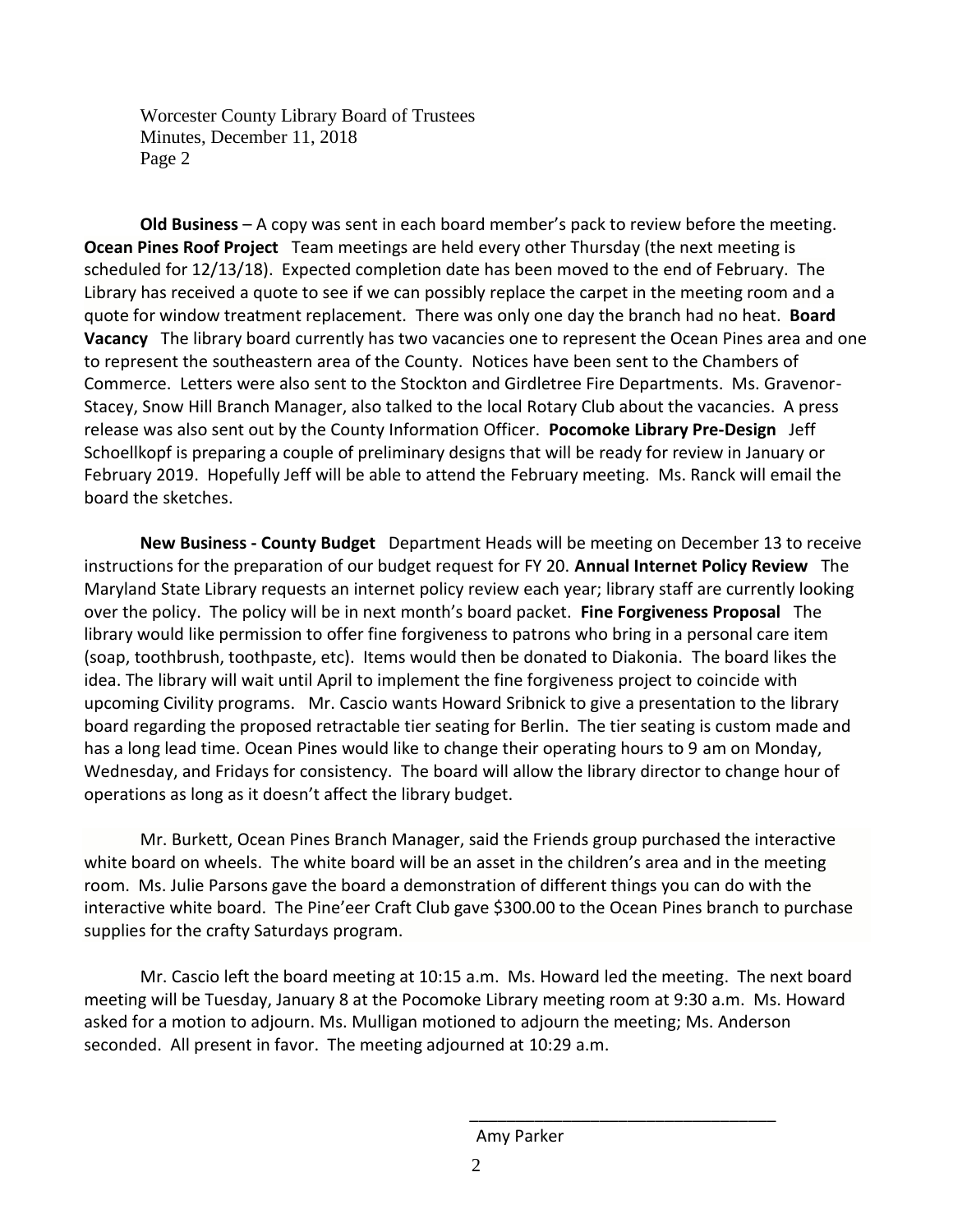**Old Business** – A copy was sent in each board member's pack to review before the meeting. **Ocean Pines Roof Project** Team meetings are held every other Thursday (the next meeting is scheduled for 12/13/18). Expected completion date has been moved to the end of February. The Library has received a quote to see if we can possibly replace the carpet in the meeting room and a quote for window treatment replacement. There was only one day the branch had no heat. **Board Vacancy** The library board currently has two vacancies one to represent the Ocean Pines area and one to represent the southeastern area of the County. Notices have been sent to the Chambers of Commerce. Letters were also sent to the Stockton and Girdletree Fire Departments. Ms. Gravenor-Stacey, Snow Hill Branch Manager, also talked to the local Rotary Club about the vacancies. A press release was also sent out by the County Information Officer. **Pocomoke Library Pre-Design** Jeff Schoellkopf is preparing a couple of preliminary designs that will be ready for review in January or February 2019. Hopefully Jeff will be able to attend the February meeting. Ms. Ranck will email the board the sketches.

**New Business - County Budget** Department Heads will be meeting on December 13 to receive instructions for the preparation of our budget request for FY 20. **Annual Internet Policy Review** The Maryland State Library requests an internet policy review each year; library staff are currently looking over the policy. The policy will be in next month's board packet. **Fine Forgiveness Proposal** The library would like permission to offer fine forgiveness to patrons who bring in a personal care item (soap, toothbrush, toothpaste, etc). Items would then be donated to Diakonia. The board likes the idea. The library will wait until April to implement the fine forgiveness project to coincide with upcoming Civility programs. Mr. Cascio wants Howard Sribnick to give a presentation to the library board regarding the proposed retractable tier seating for Berlin. The tier seating is custom made and has a long lead time. Ocean Pines would like to change their operating hours to 9 am on Monday, Wednesday, and Fridays for consistency. The board will allow the library director to change hour of operations as long as it doesn't affect the library budget.

Mr. Burkett, Ocean Pines Branch Manager, said the Friends group purchased the interactive white board on wheels. The white board will be an asset in the children's area and in the meeting room. Ms. Julie Parsons gave the board a demonstration of different things you can do with the interactive white board. The Pine'eer Craft Club gave $300.00 to the Ocean Pines branch to purchase supplies for the crafty Saturdays program.

Mr. Cascio left the board meeting at 10:15 a.m. Ms. Howard led the meeting. The next board meeting will be Tuesday, January 8 at the Pocomoke Library meeting room at 9:30 a.m. Ms. Howard asked for a motion to adjourn. Ms. Mulligan motioned to adjourn the meeting; Ms. Anderson seconded. All present in favor. The meeting adjourned at 10:29 a.m.

\_\_\_\_\_\_\_\_\_\_\_\_\_\_\_\_\_\_\_\_\_\_\_\_\_\_\_\_\_\_\_\_\_\_

Amy Parker